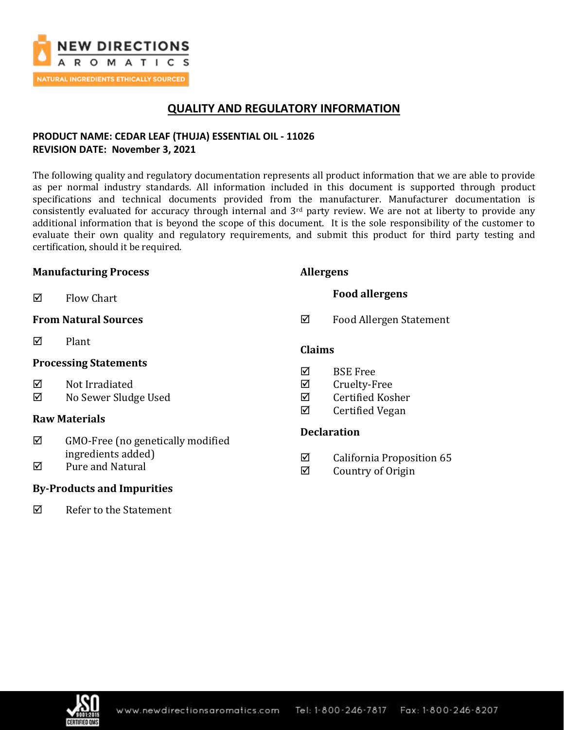# QUALITY AND REGULATORY INFORMATION

**PRODUCT NAME: CEDAR LEAF (THUJA) ESSENTIAL OIL - 11026**
**REVISION DATE: November 3, 2021**

The following quality and regulatory documentation represents all product information that we are able to provide as per normal industry standards. All information included in this document is supported through product specifications and technical documents provided from the manufacturer. Manufacturer documentation is consistently evaluated for accuracy through internal and 3rd party review. We are not at liberty to provide any additional information that is beyond the scope of this document. It is the sole responsibility of the customer to evaluate their own quality and regulatory requirements, and submit this product for third party testing and certification, should it be required.

### Manufacturing Process

☑ Flow Chart

### From Natural Sources

☑ Plant

### Processing Statements

☑ Not Irradiated
☑ No Sewer Sludge Used

### Raw Materials

☑ GMO-Free (no genetically modified ingredients added)
☑ Pure and Natural

### By-Products and Impurities

☑ Refer to the Statement

### Allergens

**Food allergens**

☑ Food Allergen Statement

### Claims

☑ BSE Free
☑ Cruelty-Free
☑ Certified Kosher
☑ Certified Vegan

### Declaration

☑ California Proposition 65
☑ Country of Origin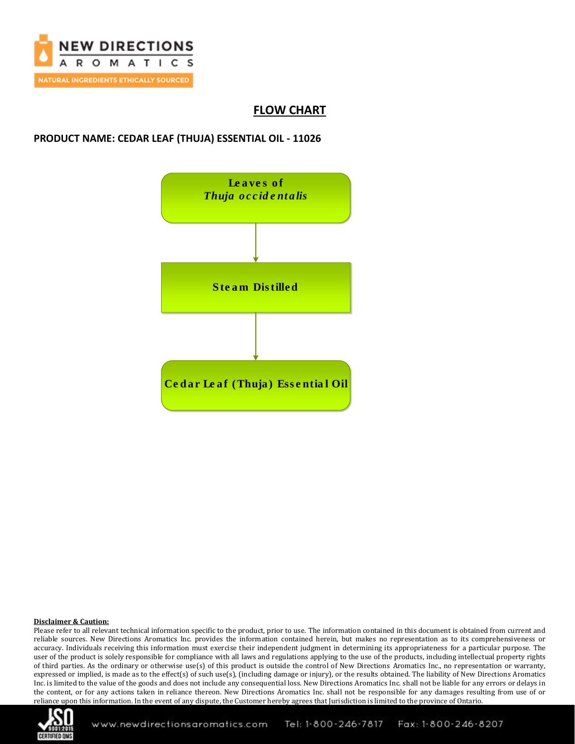## FLOW CHART

**PRODUCT NAME: CEDAR LEAF (THUJA) ESSENTIAL OIL - 11026**

**Leaves of *Thuja occidentalis***

↓

**Steam Distilled**

↓

**Cedar Leaf (Thuja) Essential Oil**

**Disclaimer & Caution:**

Please refer to all relevant technical information specific to the product, prior to use. The information contained in this document is obtained from current and reliable sources. New Directions Aromatics Inc. provides the information contained herein, but makes no representation as to its comprehensiveness or accuracy. Individuals receiving this information must exercise their independent judgment in determining its appropriateness for a particular purpose. The user of the product is solely responsible for compliance with all laws and regulations applying to the use of the products, including intellectual property rights of third parties. As the ordinary or otherwise use(s) of this product is outside the control of New Directions Aromatics Inc., no representation or warranty, expressed or implied, is made as to the effect(s) of such use(s), (including damage or injury), or the results obtained. The liability of New Directions Aromatics Inc. is limited to the value of the goods and does not include any consequential loss. New Directions Aromatics Inc. shall not be liable for any errors or delays in the content, or for any actions taken in reliance thereon. New Directions Aromatics Inc. shall not be responsible for any damages resulting from use of or reliance upon this information. In the event of any dispute, the Customer hereby agrees that Jurisdiction is limited to the province of Ontario.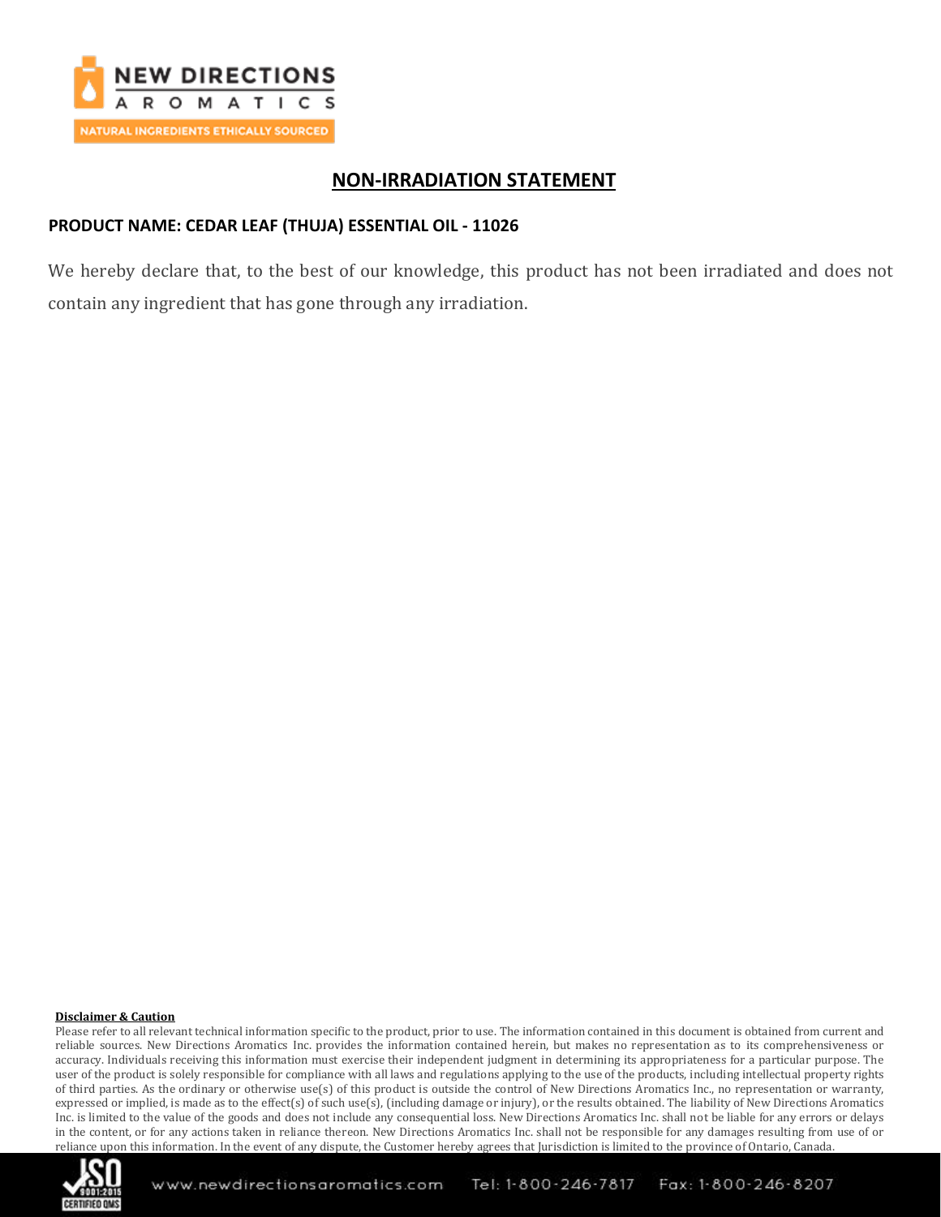## NON-IRRADIATION STATEMENT

**PRODUCT NAME: CEDAR LEAF (THUJA) ESSENTIAL OIL - 11026**

We hereby declare that, to the best of our knowledge, this product has not been irradiated and does not contain any ingredient that has gone through any irradiation.

**Disclaimer & Caution**

Please refer to all relevant technical information specific to the product, prior to use. The information contained in this document is obtained from current and reliable sources. New Directions Aromatics Inc. provides the information contained herein, but makes no representation as to its comprehensiveness or accuracy. Individuals receiving this information must exercise their independent judgment in determining its appropriateness for a particular purpose. The user of the product is solely responsible for compliance with all laws and regulations applying to the use of the products, including intellectual property rights of third parties. As the ordinary or otherwise use(s) of this product is outside the control of New Directions Aromatics Inc., no representation or warranty, expressed or implied, is made as to the effect(s) of such use(s), (including damage or injury), or the results obtained. The liability of New Directions Aromatics Inc. is limited to the value of the goods and does not include any consequential loss. New Directions Aromatics Inc. shall not be liable for any errors or delays in the content, or for any actions taken in reliance thereon. New Directions Aromatics Inc. shall not be responsible for any damages resulting from use of or reliance upon this information. In the event of any dispute, the Customer hereby agrees that Jurisdiction is limited to the province of Ontario, Canada.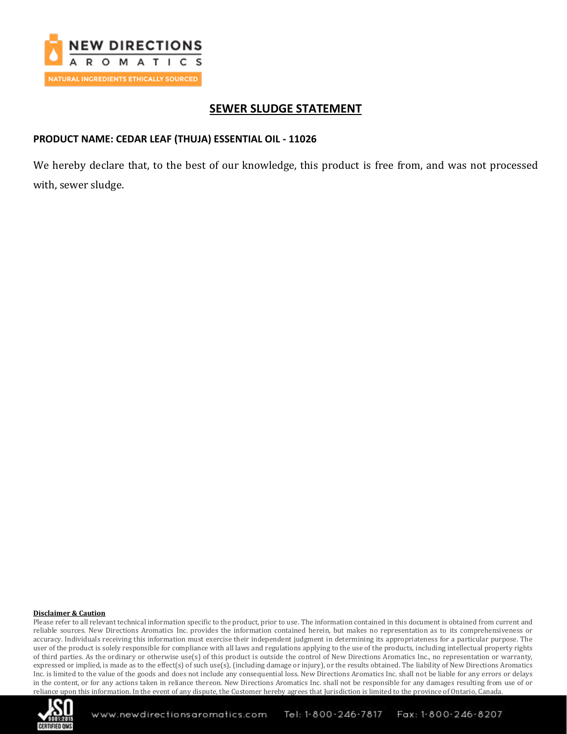# SEWER SLUDGE STATEMENT

**PRODUCT NAME: CEDAR LEAF (THUJA) ESSENTIAL OIL - 11026**

We hereby declare that, to the best of our knowledge, this product is free from, and was not processed with, sewer sludge.

**Disclaimer & Caution**

Please refer to all relevant technical information specific to the product, prior to use. The information contained in this document is obtained from current and reliable sources. New Directions Aromatics Inc. provides the information contained herein, but makes no representation as to its comprehensiveness or accuracy. Individuals receiving this information must exercise their independent judgment in determining its appropriateness for a particular purpose. The user of the product is solely responsible for compliance with all laws and regulations applying to the use of the products, including intellectual property rights of third parties. As the ordinary or otherwise use(s) of this product is outside the control of New Directions Aromatics Inc., no representation or warranty, expressed or implied, is made as to the effect(s) of such use(s), (including damage or injury), or the results obtained. The liability of New Directions Aromatics Inc. is limited to the value of the goods and does not include any consequential loss. New Directions Aromatics Inc. shall not be liable for any errors or delays in the content, or for any actions taken in reliance thereon. New Directions Aromatics Inc. shall not be responsible for any damages resulting from use of or reliance upon this information. In the event of any dispute, the Customer hereby agrees that Jurisdiction is limited to the province of Ontario, Canada.

www.newdirectionsaromatics.com Tel: 1-800-246-7817 Fax: 1-800-246-8207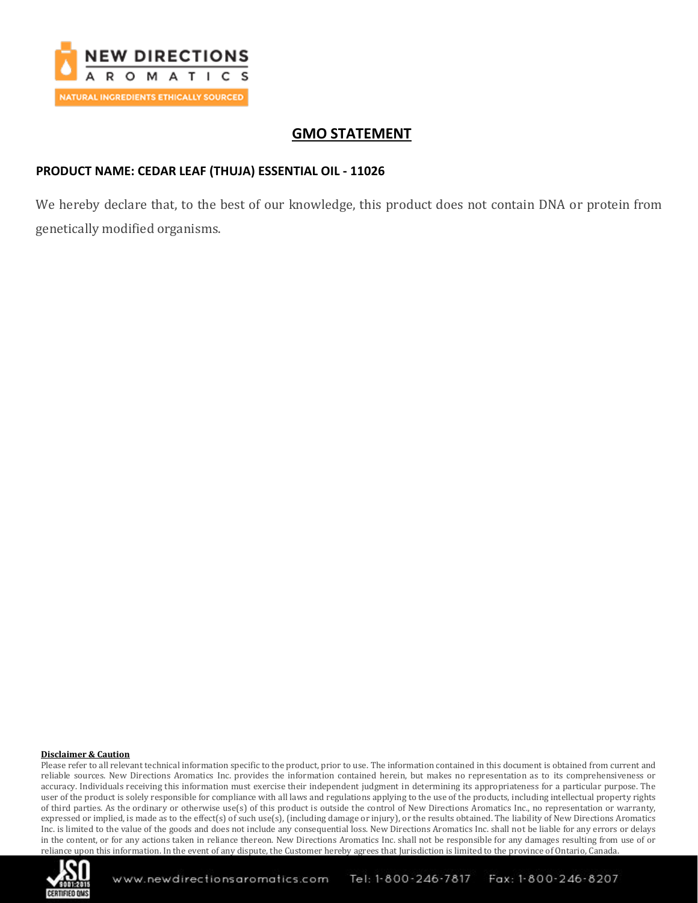## GMO STATEMENT

**PRODUCT NAME: CEDAR LEAF (THUJA) ESSENTIAL OIL - 11026**

We hereby declare that, to the best of our knowledge, this product does not contain DNA or protein from genetically modified organisms.

**Disclaimer & Caution**

Please refer to all relevant technical information specific to the product, prior to use. The information contained in this document is obtained from current and reliable sources. New Directions Aromatics Inc. provides the information contained herein, but makes no representation as to its comprehensiveness or accuracy. Individuals receiving this information must exercise their independent judgment in determining its appropriateness for a particular purpose. The user of the product is solely responsible for compliance with all laws and regulations applying to the use of the products, including intellectual property rights of third parties. As the ordinary or otherwise use(s) of this product is outside the control of New Directions Aromatics Inc., no representation or warranty, expressed or implied, is made as to the effect(s) of such use(s), (including damage or injury), or the results obtained. The liability of New Directions Aromatics Inc. is limited to the value of the goods and does not include any consequential loss. New Directions Aromatics Inc. shall not be liable for any errors or delays in the content, or for any actions taken in reliance thereon. New Directions Aromatics Inc. shall not be responsible for any damages resulting from use of or reliance upon this information. In the event of any dispute, the Customer hereby agrees that Jurisdiction is limited to the province of Ontario, Canada.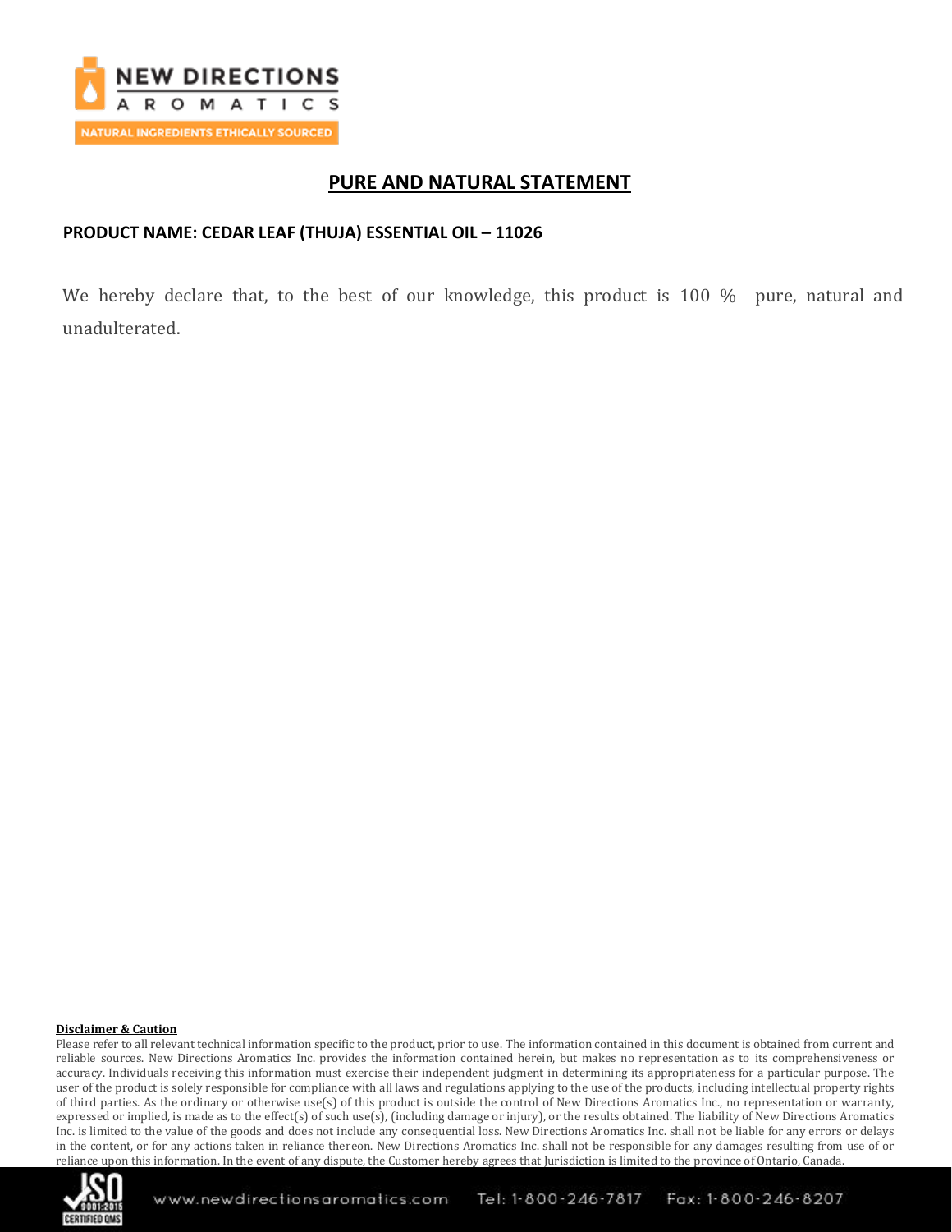## PURE AND NATURAL STATEMENT

**PRODUCT NAME: CEDAR LEAF (THUJA) ESSENTIAL OIL – 11026**

We hereby declare that, to the best of our knowledge, this product is 100 % pure, natural and unadulterated.

**Disclaimer & Caution**

Please refer to all relevant technical information specific to the product, prior to use. The information contained in this document is obtained from current and reliable sources. New Directions Aromatics Inc. provides the information contained herein, but makes no representation as to its comprehensiveness or accuracy. Individuals receiving this information must exercise their independent judgment in determining its appropriateness for a particular purpose. The user of the product is solely responsible for compliance with all laws and regulations applying to the use of the products, including intellectual property rights of third parties. As the ordinary or otherwise use(s) of this product is outside the control of New Directions Aromatics Inc., no representation or warranty, expressed or implied, is made as to the effect(s) of such use(s), (including damage or injury), or the results obtained. The liability of New Directions Aromatics Inc. is limited to the value of the goods and does not include any consequential loss. New Directions Aromatics Inc. shall not be liable for any errors or delays in the content, or for any actions taken in reliance thereon. New Directions Aromatics Inc. shall not be responsible for any damages resulting from use of or reliance upon this information. In the event of any dispute, the Customer hereby agrees that Jurisdiction is limited to the province of Ontario, Canada.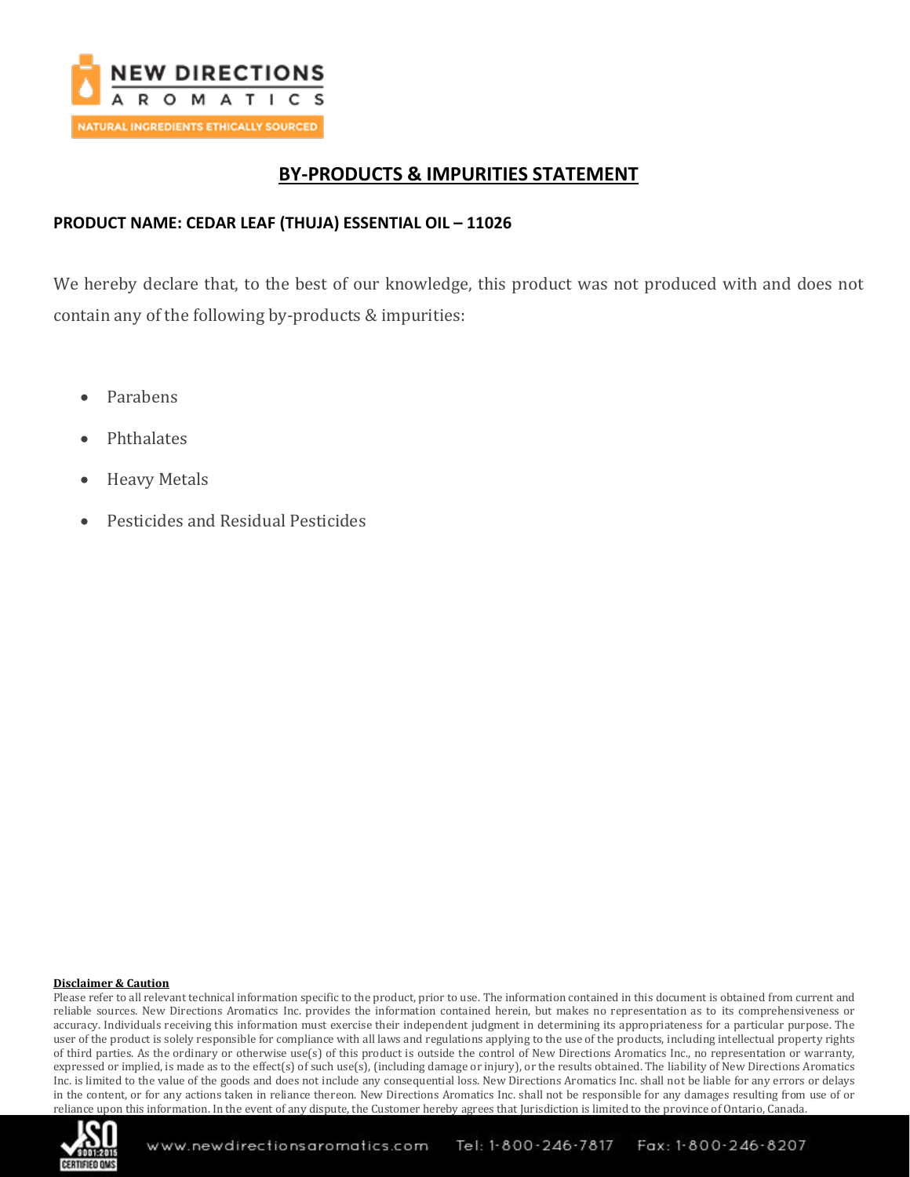# BY-PRODUCTS & IMPURITIES STATEMENT

**PRODUCT NAME: CEDAR LEAF (THUJA) ESSENTIAL OIL – 11026**

We hereby declare that, to the best of our knowledge, this product was not produced with and does not contain any of the following by-products & impurities:

- Parabens
- Phthalates
- Heavy Metals
- Pesticides and Residual Pesticides

**Disclaimer & Caution**

Please refer to all relevant technical information specific to the product, prior to use. The information contained in this document is obtained from current and reliable sources. New Directions Aromatics Inc. provides the information contained herein, but makes no representation as to its comprehensiveness or accuracy. Individuals receiving this information must exercise their independent judgment in determining its appropriateness for a particular purpose. The user of the product is solely responsible for compliance with all laws and regulations applying to the use of the products, including intellectual property rights of third parties. As the ordinary or otherwise use(s) of this product is outside the control of New Directions Aromatics Inc., no representation or warranty, expressed or implied, is made as to the effect(s) of such use(s), (including damage or injury), or the results obtained. The liability of New Directions Aromatics Inc. is limited to the value of the goods and does not include any consequential loss. New Directions Aromatics Inc. shall not be liable for any errors or delays in the content, or for any actions taken in reliance thereon. New Directions Aromatics Inc. shall not be responsible for any damages resulting from use of or reliance upon this information. In the event of any dispute, the Customer hereby agrees that Jurisdiction is limited to the province of Ontario, Canada.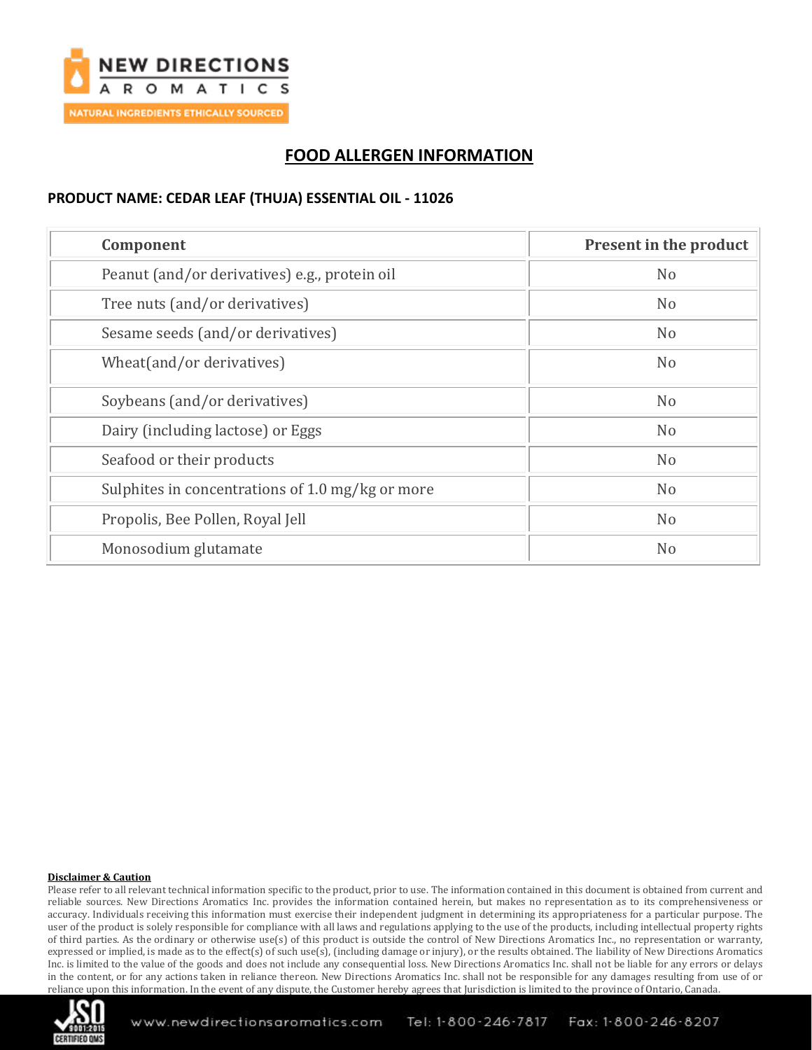## FOOD ALLERGEN INFORMATION

**PRODUCT NAME: CEDAR LEAF (THUJA) ESSENTIAL OIL - 11026**

| Component | Present in the product |
|---|---|
| Peanut (and/or derivatives) e.g., protein oil | No |
| Tree nuts (and/or derivatives) | No |
| Sesame seeds (and/or derivatives) | No |
| Wheat(and/or derivatives) | No |
| Soybeans (and/or derivatives) | No |
| Dairy (including lactose) or Eggs | No |
| Seafood or their products | No |
| Sulphites in concentrations of 1.0 mg/kg or more | No |
| Propolis, Bee Pollen, Royal Jell | No |
| Monosodium glutamate | No |

**Disclaimer & Caution**

Please refer to all relevant technical information specific to the product, prior to use. The information contained in this document is obtained from current and reliable sources. New Directions Aromatics Inc. provides the information contained herein, but makes no representation as to its comprehensiveness or accuracy. Individuals receiving this information must exercise their independent judgment in determining its appropriateness for a particular purpose. The user of the product is solely responsible for compliance with all laws and regulations applying to the use of the products, including intellectual property rights of third parties. As the ordinary or otherwise use(s) of this product is outside the control of New Directions Aromatics Inc., no representation or warranty, expressed or implied, is made as to the effect(s) of such use(s), (including damage or injury), or the results obtained. The liability of New Directions Aromatics Inc. is limited to the value of the goods and does not include any consequential loss. New Directions Aromatics Inc. shall not be liable for any errors or delays in the content, or for any actions taken in reliance thereon. New Directions Aromatics Inc. shall not be responsible for any damages resulting from use of or reliance upon this information. In the event of any dispute, the Customer hereby agrees that Jurisdiction is limited to the province of Ontario, Canada.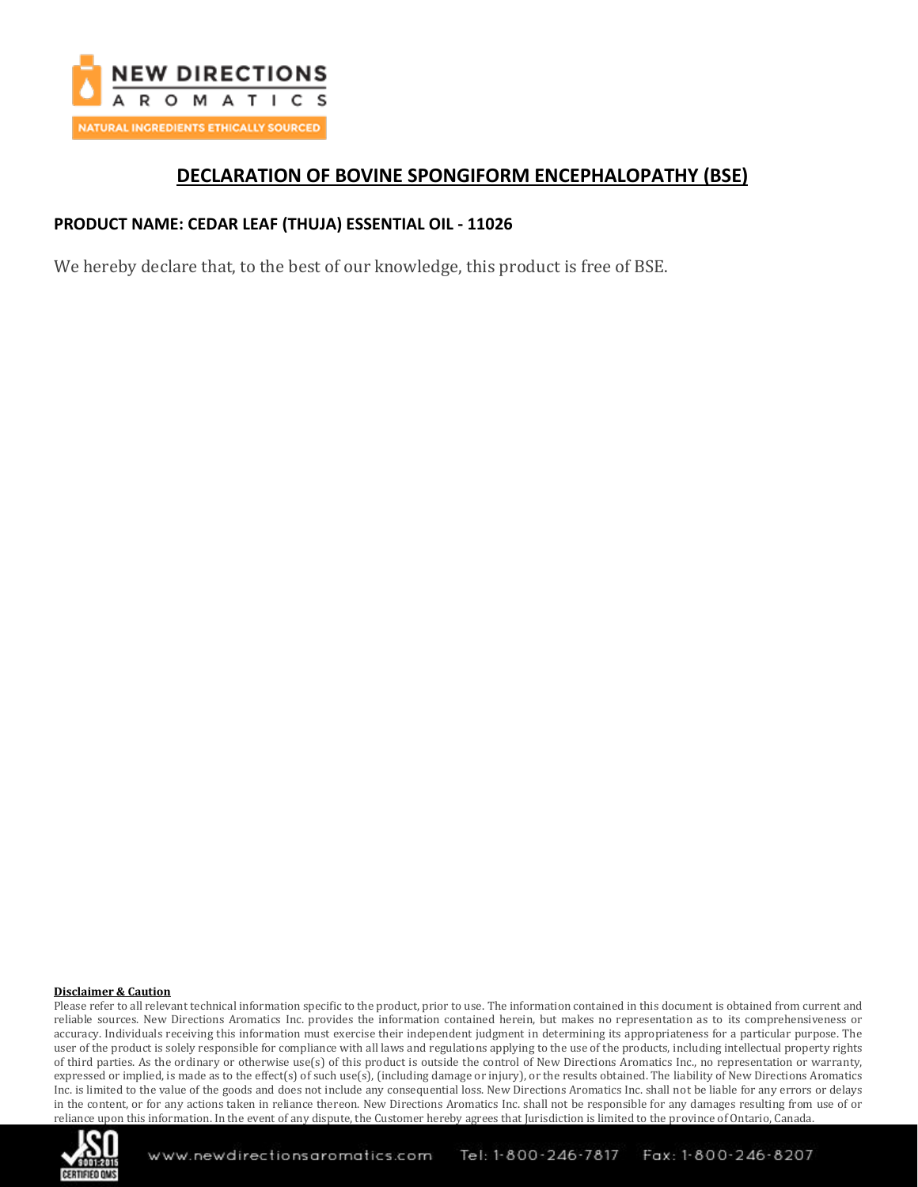# DECLARATION OF BOVINE SPONGIFORM ENCEPHALOPATHY (BSE)

**PRODUCT NAME: CEDAR LEAF (THUJA) ESSENTIAL OIL - 11026**

We hereby declare that, to the best of our knowledge, this product is free of BSE.

**Disclaimer & Caution**

Please refer to all relevant technical information specific to the product, prior to use. The information contained in this document is obtained from current and reliable sources. New Directions Aromatics Inc. provides the information contained herein, but makes no representation as to its comprehensiveness or accuracy. Individuals receiving this information must exercise their independent judgment in determining its appropriateness for a particular purpose. The user of the product is solely responsible for compliance with all laws and regulations applying to the use of the products, including intellectual property rights of third parties. As the ordinary or otherwise use(s) of this product is outside the control of New Directions Aromatics Inc., no representation or warranty, expressed or implied, is made as to the effect(s) of such use(s), (including damage or injury), or the results obtained. The liability of New Directions Aromatics Inc. is limited to the value of the goods and does not include any consequential loss. New Directions Aromatics Inc. shall not be liable for any errors or delays in the content, or for any actions taken in reliance thereon. New Directions Aromatics Inc. shall not be responsible for any damages resulting from use of or reliance upon this information. In the event of any dispute, the Customer hereby agrees that Jurisdiction is limited to the province of Ontario, Canada.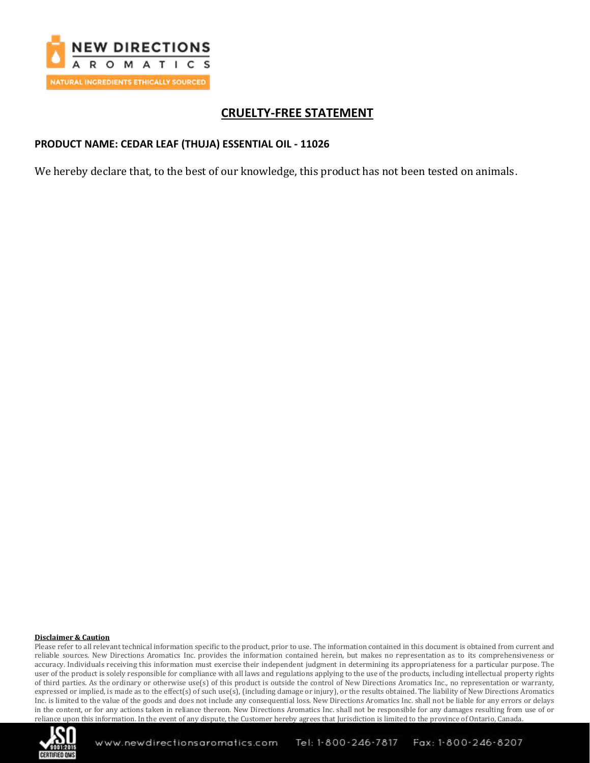# CRUELTY-FREE STATEMENT

**PRODUCT NAME: CEDAR LEAF (THUJA) ESSENTIAL OIL - 11026**

We hereby declare that, to the best of our knowledge, this product has not been tested on animals.

**Disclaimer & Caution**

Please refer to all relevant technical information specific to the product, prior to use. The information contained in this document is obtained from current and reliable sources. New Directions Aromatics Inc. provides the information contained herein, but makes no representation as to its comprehensiveness or accuracy. Individuals receiving this information must exercise their independent judgment in determining its appropriateness for a particular purpose. The user of the product is solely responsible for compliance with all laws and regulations applying to the use of the products, including intellectual property rights of third parties. As the ordinary or otherwise use(s) of this product is outside the control of New Directions Aromatics Inc., no representation or warranty, expressed or implied, is made as to the effect(s) of such use(s), (including damage or injury), or the results obtained. The liability of New Directions Aromatics Inc. is limited to the value of the goods and does not include any consequential loss. New Directions Aromatics Inc. shall not be liable for any errors or delays in the content, or for any actions taken in reliance thereon. New Directions Aromatics Inc. shall not be responsible for any damages resulting from use of or reliance upon this information. In the event of any dispute, the Customer hereby agrees that Jurisdiction is limited to the province of Ontario, Canada.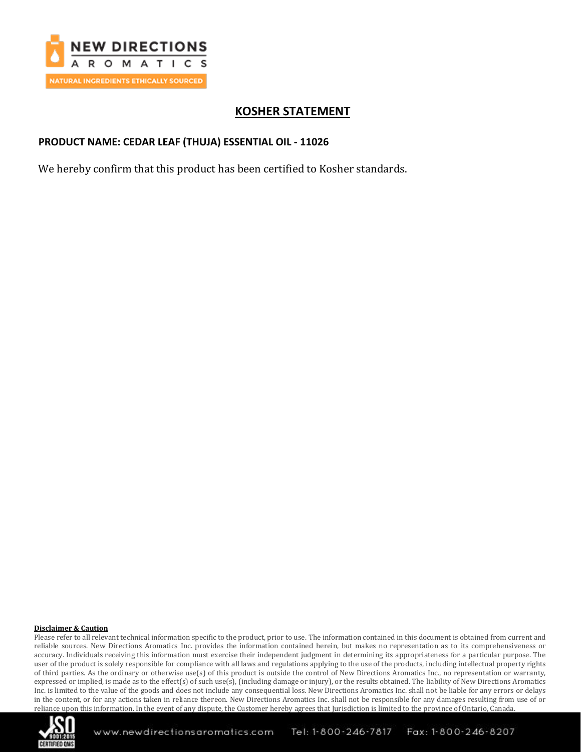# KOSHER STATEMENT

**PRODUCT NAME: CEDAR LEAF (THUJA) ESSENTIAL OIL - 11026**

We hereby confirm that this product has been certified to Kosher standards.

**Disclaimer & Caution**

Please refer to all relevant technical information specific to the product, prior to use. The information contained in this document is obtained from current and reliable sources. New Directions Aromatics Inc. provides the information contained herein, but makes no representation as to its comprehensiveness or accuracy. Individuals receiving this information must exercise their independent judgment in determining its appropriateness for a particular purpose. The user of the product is solely responsible for compliance with all laws and regulations applying to the use of the products, including intellectual property rights of third parties. As the ordinary or otherwise use(s) of this product is outside the control of New Directions Aromatics Inc., no representation or warranty, expressed or implied, is made as to the effect(s) of such use(s), (including damage or injury), or the results obtained. The liability of New Directions Aromatics Inc. is limited to the value of the goods and does not include any consequential loss. New Directions Aromatics Inc. shall not be liable for any errors or delays in the content, or for any actions taken in reliance thereon. New Directions Aromatics Inc. shall not be responsible for any damages resulting from use of or reliance upon this information. In the event of any dispute, the Customer hereby agrees that Jurisdiction is limited to the province of Ontario, Canada.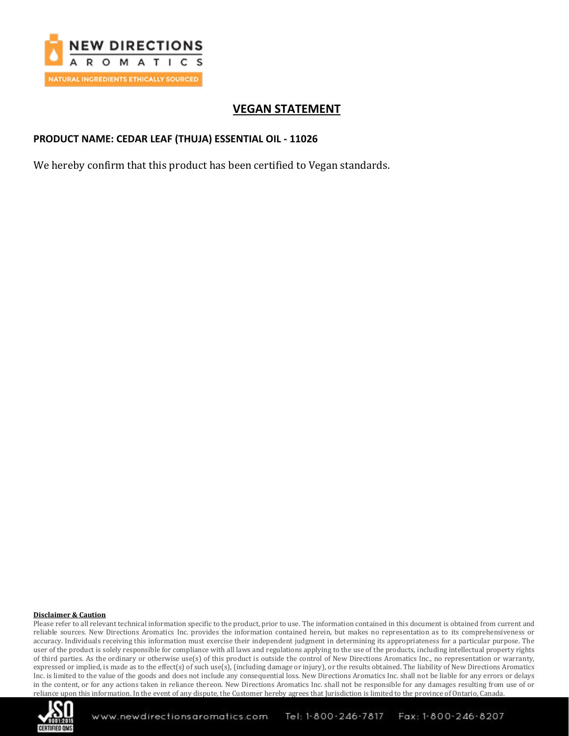## VEGAN STATEMENT

**PRODUCT NAME: CEDAR LEAF (THUJA) ESSENTIAL OIL - 11026**

We hereby confirm that this product has been certified to Vegan standards.

**Disclaimer & Caution**

Please refer to all relevant technical information specific to the product, prior to use. The information contained in this document is obtained from current and reliable sources. New Directions Aromatics Inc. provides the information contained herein, but makes no representation as to its comprehensiveness or accuracy. Individuals receiving this information must exercise their independent judgment in determining its appropriateness for a particular purpose. The user of the product is solely responsible for compliance with all laws and regulations applying to the use of the products, including intellectual property rights of third parties. As the ordinary or otherwise use(s) of this product is outside the control of New Directions Aromatics Inc., no representation or warranty, expressed or implied, is made as to the effect(s) of such use(s), (including damage or injury), or the results obtained. The liability of New Directions Aromatics Inc. is limited to the value of the goods and does not include any consequential loss. New Directions Aromatics Inc. shall not be liable for any errors or delays in the content, or for any actions taken in reliance thereon. New Directions Aromatics Inc. shall not be responsible for any damages resulting from use of or reliance upon this information. In the event of any dispute, the Customer hereby agrees that Jurisdiction is limited to the province of Ontario, Canada.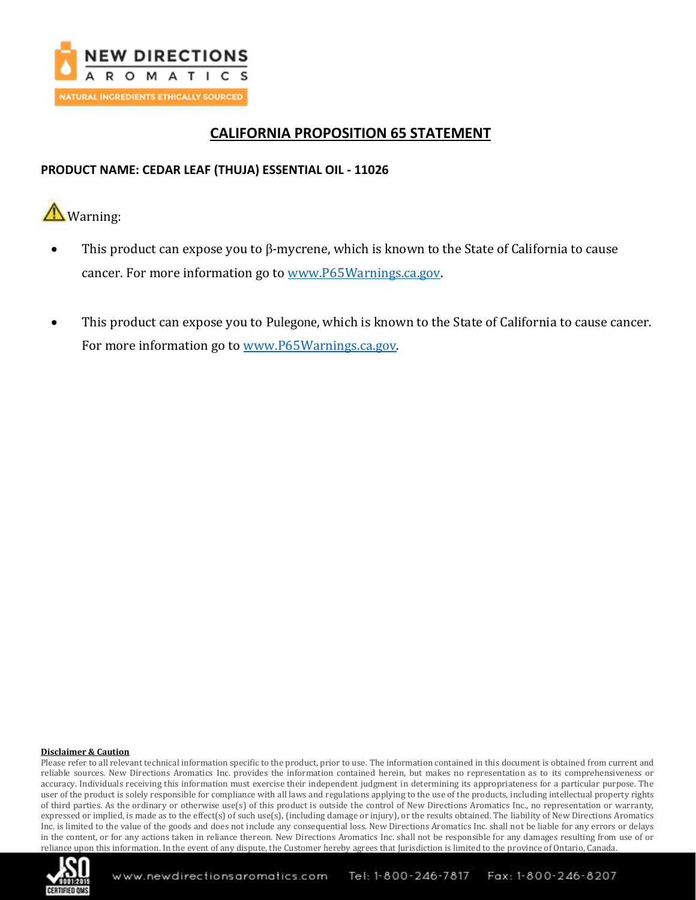## CALIFORNIA PROPOSITION 65 STATEMENT

**PRODUCT NAME: CEDAR LEAF (THUJA) ESSENTIAL OIL - 11026**

⚠ Warning:

- This product can expose you to β-mycrene, which is known to the State of California to cause cancer. For more information go to www.P65Warnings.ca.gov.
- This product can expose you to Pulegone, which is known to the State of California to cause cancer. For more information go to www.P65Warnings.ca.gov.

**Disclaimer & Caution**

Please refer to all relevant technical information specific to the product, prior to use. The information contained in this document is obtained from current and reliable sources. New Directions Aromatics Inc. provides the information contained herein, but makes no representation as to its comprehensiveness or accuracy. Individuals receiving this information must exercise their independent judgment in determining its appropriateness for a particular purpose. The user of the product is solely responsible for compliance with all laws and regulations applying to the use of the products, including intellectual property rights of third parties. As the ordinary or otherwise use(s) of this product is outside the control of New Directions Aromatics Inc., no representation or warranty, expressed or implied, is made as to the effect(s) of such use(s), (including damage or injury), or the results obtained. The liability of New Directions Aromatics Inc. is limited to the value of the goods and does not include any consequential loss. New Directions Aromatics Inc. shall not be liable for any errors or delays in the content, or for any actions taken in reliance thereon. New Directions Aromatics Inc. shall not be responsible for any damages resulting from use of or reliance upon this information. In the event of any dispute, the Customer hereby agrees that Jurisdiction is limited to the province of Ontario, Canada.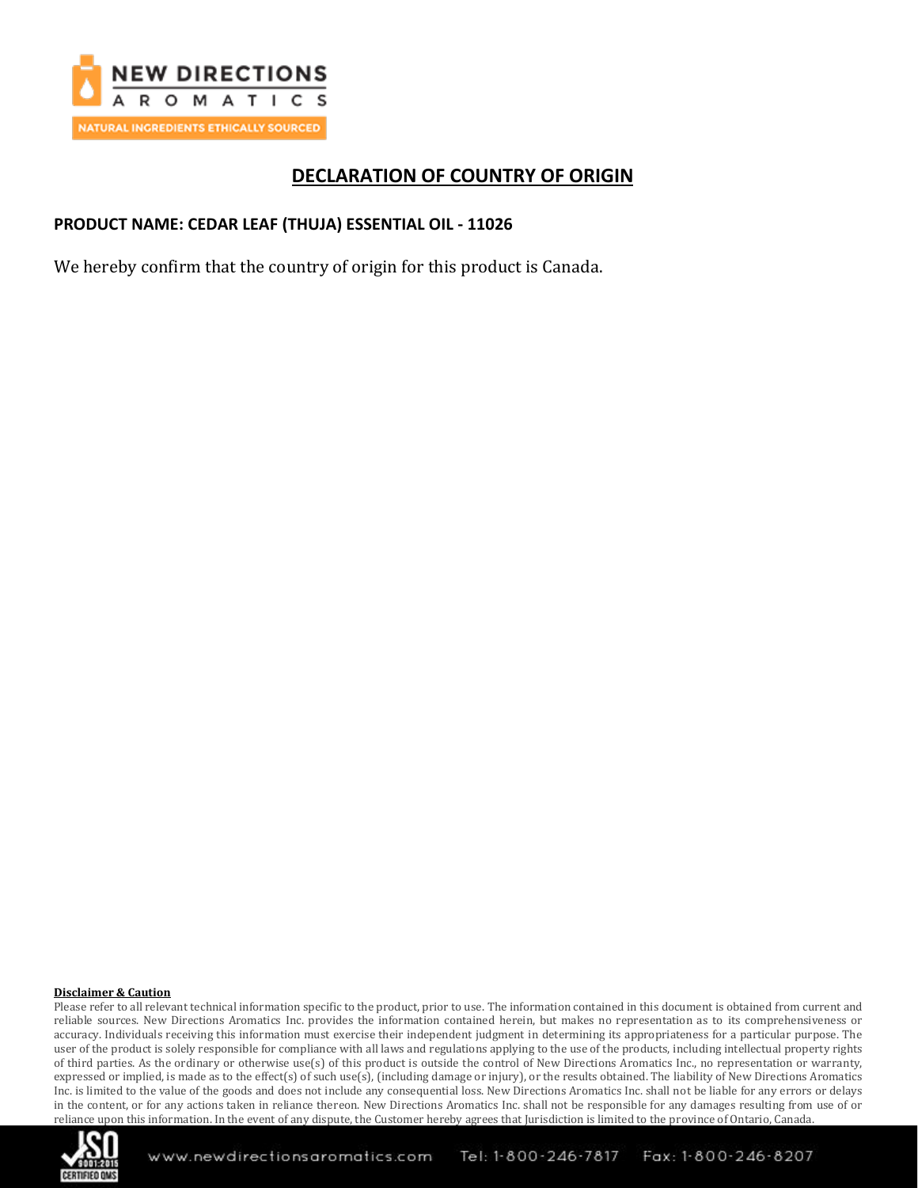# DECLARATION OF COUNTRY OF ORIGIN

**PRODUCT NAME: CEDAR LEAF (THUJA) ESSENTIAL OIL - 11026**

We hereby confirm that the country of origin for this product is Canada.

**Disclaimer & Caution**

Please refer to all relevant technical information specific to the product, prior to use. The information contained in this document is obtained from current and reliable sources. New Directions Aromatics Inc. provides the information contained herein, but makes no representation as to its comprehensiveness or accuracy. Individuals receiving this information must exercise their independent judgment in determining its appropriateness for a particular purpose. The user of the product is solely responsible for compliance with all laws and regulations applying to the use of the products, including intellectual property rights of third parties. As the ordinary or otherwise use(s) of this product is outside the control of New Directions Aromatics Inc., no representation or warranty, expressed or implied, is made as to the effect(s) of such use(s), (including damage or injury), or the results obtained. The liability of New Directions Aromatics Inc. is limited to the value of the goods and does not include any consequential loss. New Directions Aromatics Inc. shall not be liable for any errors or delays in the content, or for any actions taken in reliance thereon. New Directions Aromatics Inc. shall not be responsible for any damages resulting from use of or reliance upon this information. In the event of any dispute, the Customer hereby agrees that Jurisdiction is limited to the province of Ontario, Canada.